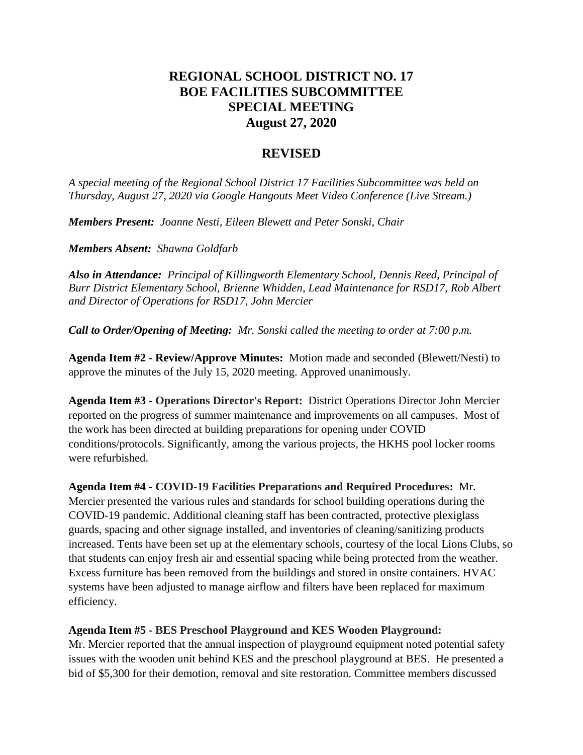# REGIONAL SCHOOL DISTRICT NO. 17
# BOE FACILITIES SUBCOMMITTEE
# SPECIAL MEETING
# August 27, 2020

## REVISED

*A special meeting of the Regional School District 17 Facilities Subcommittee was held on Thursday, August 27, 2020 via Google Hangouts Meet Video Conference (Live Stream.)*

***Members Present:*** *Joanne Nesti, Eileen Blewett and Peter Sonski, Chair*

***Members Absent:*** *Shawna Goldfarb*

***Also in Attendance:*** *Principal of Killingworth Elementary School, Dennis Reed, Principal of Burr District Elementary School, Brienne Whidden, Lead Maintenance for RSD17, Rob Albert and Director of Operations for RSD17, John Mercier*

***Call to Order/Opening of Meeting:*** *Mr. Sonski called the meeting to order at 7:00 p.m.*

**Agenda Item #2 - Review/Approve Minutes:** Motion made and seconded (Blewett/Nesti) to approve the minutes of the July 15, 2020 meeting. Approved unanimously.

**Agenda Item #3 - Operations Director's Report:** District Operations Director John Mercier reported on the progress of summer maintenance and improvements on all campuses. Most of the work has been directed at building preparations for opening under COVID conditions/protocols. Significantly, among the various projects, the HKHS pool locker rooms were refurbished.

**Agenda Item #4 - COVID-19 Facilities Preparations and Required Procedures:** Mr. Mercier presented the various rules and standards for school building operations during the COVID-19 pandemic. Additional cleaning staff has been contracted, protective plexiglass guards, spacing and other signage installed, and inventories of cleaning/sanitizing products increased. Tents have been set up at the elementary schools, courtesy of the local Lions Clubs, so that students can enjoy fresh air and essential spacing while being protected from the weather. Excess furniture has been removed from the buildings and stored in onsite containers. HVAC systems have been adjusted to manage airflow and filters have been replaced for maximum efficiency.

**Agenda Item #5 - BES Preschool Playground and KES Wooden Playground:**
Mr. Mercier reported that the annual inspection of playground equipment noted potential safety issues with the wooden unit behind KES and the preschool playground at BES. He presented a bid of $5,300 for their demotion, removal and site restoration. Committee members discussed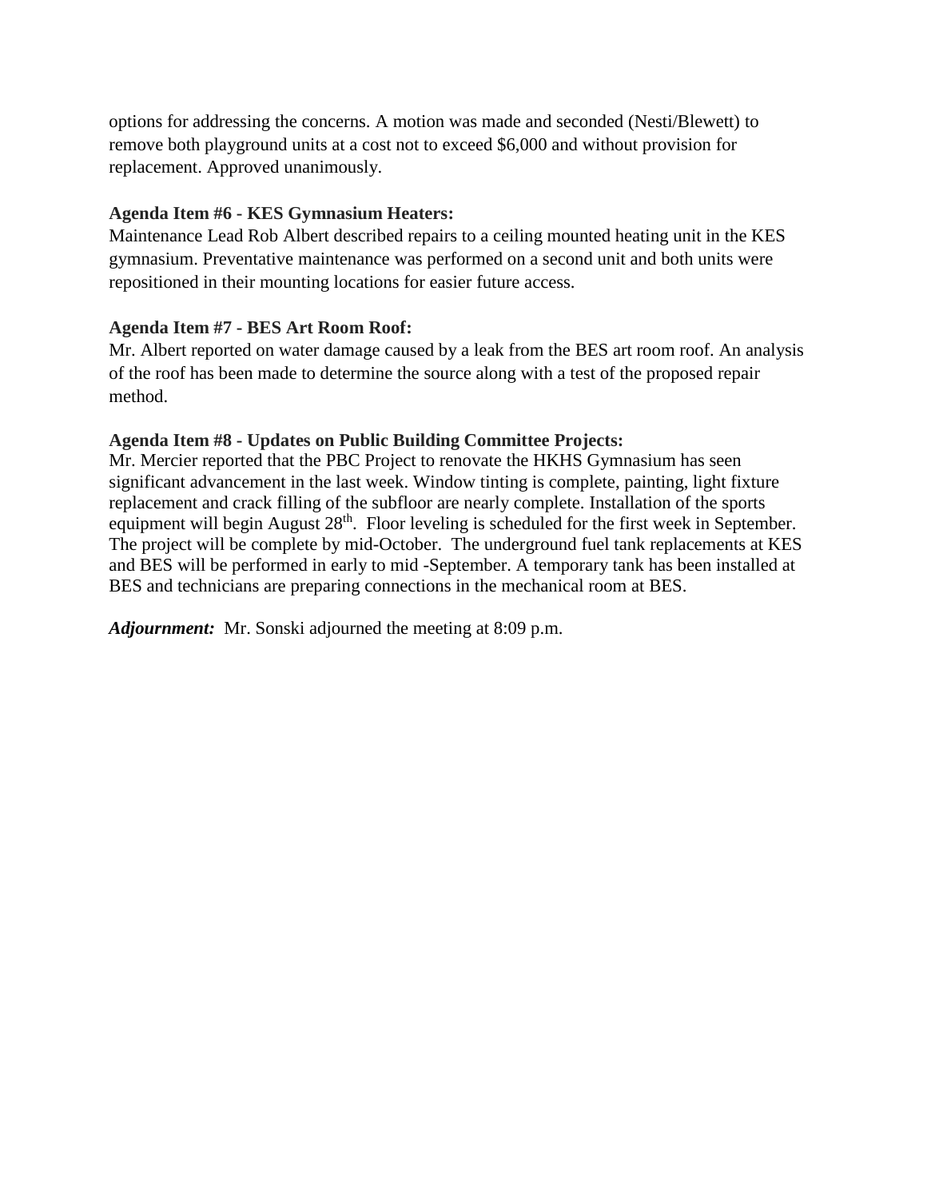options for addressing the concerns. A motion was made and seconded (Nesti/Blewett) to remove both playground units at a cost not to exceed $6,000 and without provision for replacement. Approved unanimously.

**Agenda Item #6 - KES Gymnasium Heaters:**
Maintenance Lead Rob Albert described repairs to a ceiling mounted heating unit in the KES gymnasium. Preventative maintenance was performed on a second unit and both units were repositioned in their mounting locations for easier future access.

**Agenda Item #7 - BES Art Room Roof:**
Mr. Albert reported on water damage caused by a leak from the BES art room roof. An analysis of the roof has been made to determine the source along with a test of the proposed repair method.

**Agenda Item #8 - Updates on Public Building Committee Projects:**
Mr. Mercier reported that the PBC Project to renovate the HKHS Gymnasium has seen significant advancement in the last week. Window tinting is complete, painting, light fixture replacement and crack filling of the subfloor are nearly complete. Installation of the sports equipment will begin August 28th. Floor leveling is scheduled for the first week in September. The project will be complete by mid-October. The underground fuel tank replacements at KES and BES will be performed in early to mid -September. A temporary tank has been installed at BES and technicians are preparing connections in the mechanical room at BES.

***Adjournment:*** Mr. Sonski adjourned the meeting at 8:09 p.m.